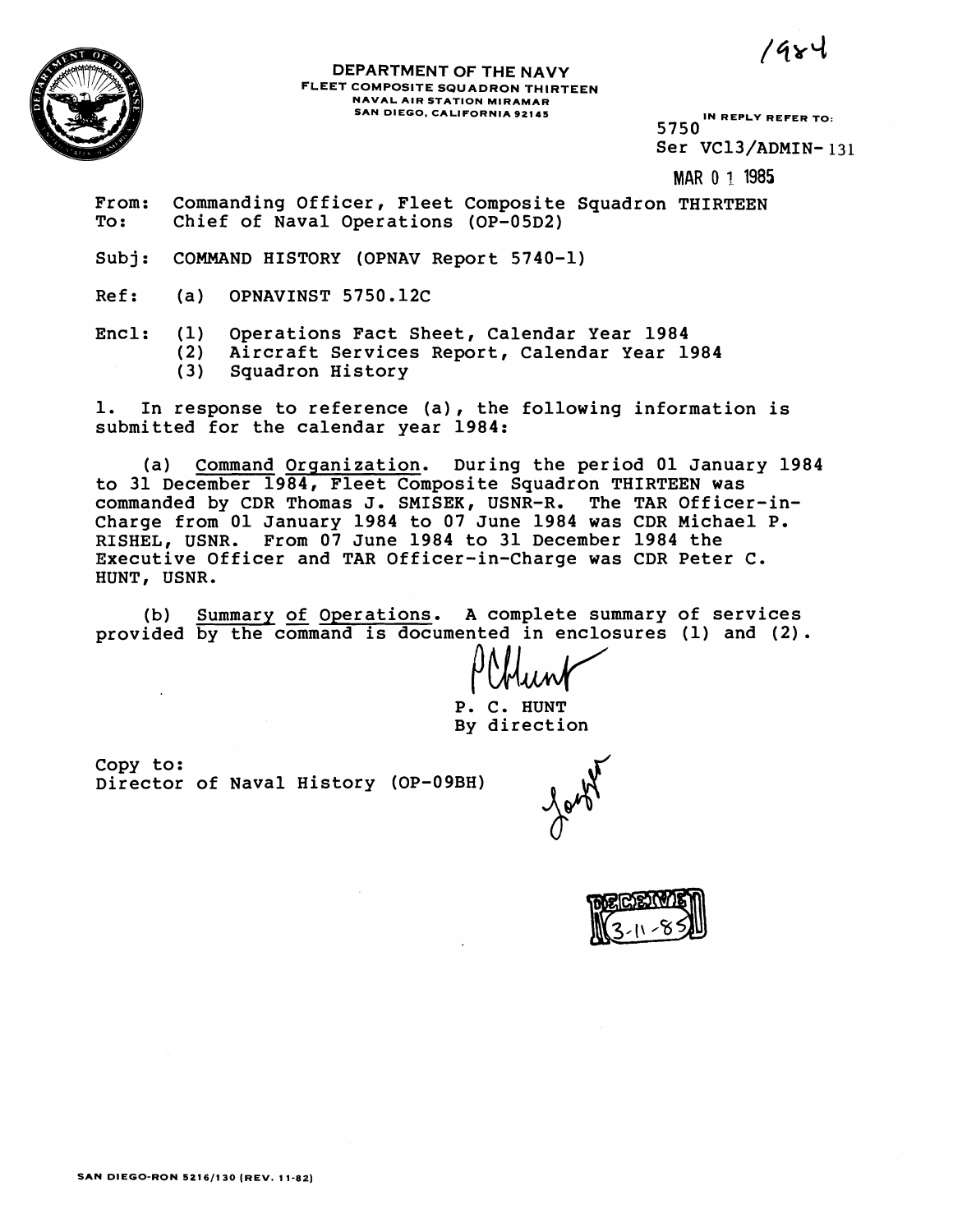1984

**DEPARTMENT OF THE NAVY**
**FLEET COMPOSITE SQUADRON THIRTEEN**
**NAVAL AIR STATION MIRAMAR**
**SAN DIEGO, CALIFORNIA 92145**

IN REPLY REFER TO:
5750
Ser VC13/ADMIN-131

MAR 01 1985

From: Commanding Officer, Fleet Composite Squadron THIRTEEN
To: Chief of Naval Operations (OP-05D2)

Subj: COMMAND HISTORY (OPNAV Report 5740-1)

Ref: (a) OPNAVINST 5750.12C

Encl: (1) Operations Fact Sheet, Calendar Year 1984
(2) Aircraft Services Report, Calendar Year 1984
(3) Squadron History

1. In response to reference (a), the following information is submitted for the calendar year 1984:

(a) Command Organization. During the period 01 January 1984 to 31 December 1984, Fleet Composite Squadron THIRTEEN was commanded by CDR Thomas J. SMISEK, USNR-R. The TAR Officer-in-Charge from 01 January 1984 to 07 June 1984 was CDR Michael P. RISHEL, USNR. From 07 June 1984 to 31 December 1984 the Executive Officer and TAR Officer-in-Charge was CDR Peter C. HUNT, USNR.

(b) Summary of Operations. A complete summary of services provided by the command is documented in enclosures (1) and (2).

P. C. HUNT
By direction

Copy to:
Director of Naval History (OP-09BH)

RECEIVED 3-11-85

SAN DIEGO-RON 5216/130 (REV. 11-82)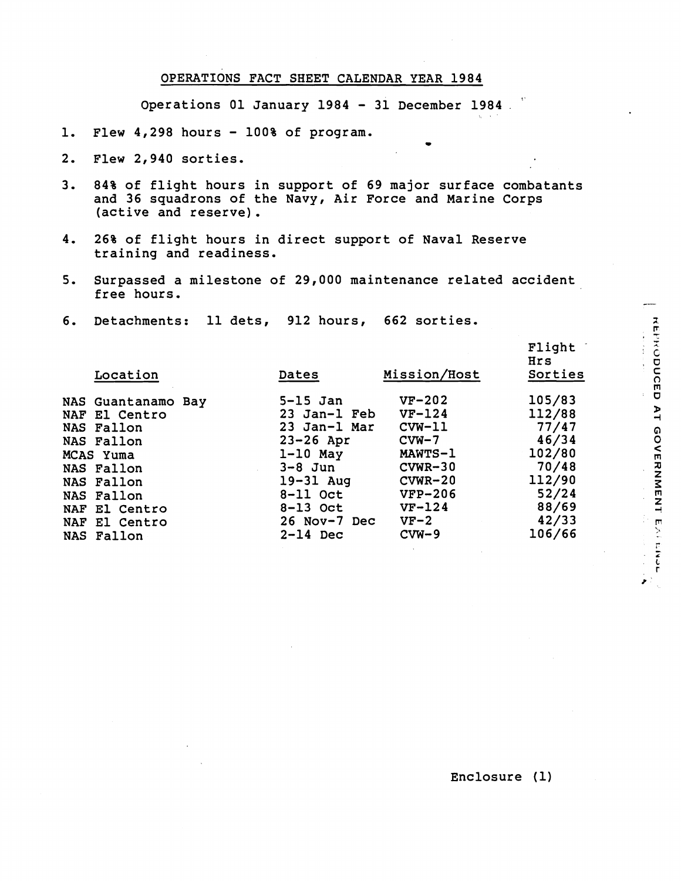# OPERATIONS FACT SHEET CALENDAR YEAR 1984

Operations 01 January 1984 - 31 December 1984

1. Flew 4,298 hours - 100% of program.
2. Flew 2,940 sorties.
3. 84% of flight hours in support of 69 major surface combatants and 36 squadrons of the Navy, Air Force and Marine Corps (active and reserve).
4. 26% of flight hours in direct support of Naval Reserve training and readiness.
5. Surpassed a milestone of 29,000 maintenance related accident free hours.
6. Detachments: 11 dets, 912 hours, 662 sorties.

| Location | Dates | Mission/Host | Flight Hrs Sorties |
|---|---|---|---|
| NAS Guantanamo Bay | 5-15 Jan | VF-202 | 105/83 |
| NAF El Centro | 23 Jan-1 Feb | VF-124 | 112/88 |
| NAS Fallon | 23 Jan-1 Mar | CVW-11 | 77/47 |
| NAS Fallon | 23-26 Apr | CVW-7 | 46/34 |
| MCAS Yuma | 1-10 May | MAWTS-1 | 102/80 |
| NAS Fallon | 3-8 Jun | CVWR-30 | 70/48 |
| NAS Fallon | 19-31 Aug | CVWR-20 | 112/90 |
| NAS Fallon | 8-11 Oct | VFP-206 | 52/24 |
| NAF El Centro | 8-13 Oct | VF-124 | 88/69 |
| NAF El Centro | 26 Nov-7 Dec | VF-2 | 42/33 |
| NAS Fallon | 2-14 Dec | CVW-9 | 106/66 |

Enclosure (1)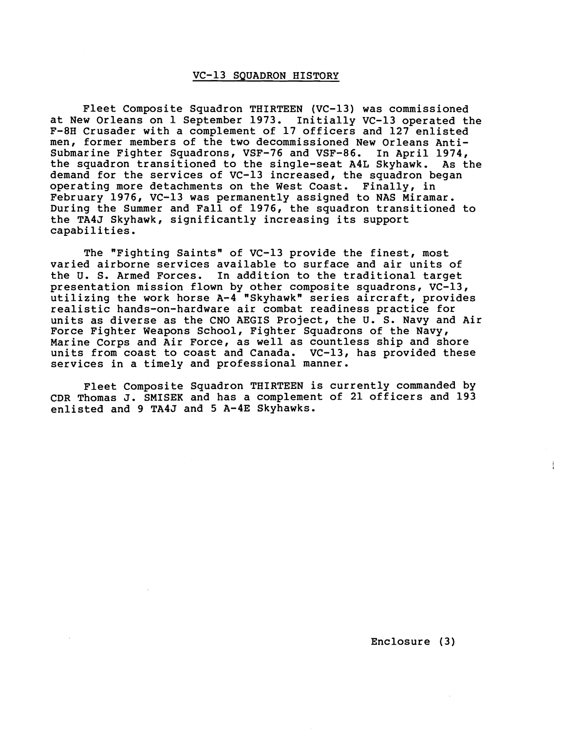# VC-13 SQUADRON HISTORY

Fleet Composite Squadron THIRTEEN (VC-13) was commissioned at New Orleans on 1 September 1973. Initially VC-13 operated the F-8H Crusader with a complement of 17 officers and 127 enlisted men, former members of the two decommissioned New Orleans Anti-Submarine Fighter Squadrons, VSF-76 and VSF-86. In April 1974, the squadron transitioned to the single-seat A4L Skyhawk. As the demand for the services of VC-13 increased, the squadron began operating more detachments on the West Coast. Finally, in February 1976, VC-13 was permanently assigned to NAS Miramar. During the Summer and Fall of 1976, the squadron transitioned to the TA4J Skyhawk, significantly increasing its support capabilities.

The "Fighting Saints" of VC-13 provide the finest, most varied airborne services available to surface and air units of the U. S. Armed Forces. In addition to the traditional target presentation mission flown by other composite squadrons, VC-13, utilizing the work horse A-4 "Skyhawk" series aircraft, provides realistic hands-on-hardware air combat readiness practice for units as diverse as the CNO AEGIS Project, the U. S. Navy and Air Force Fighter Weapons School, Fighter Squadrons of the Navy, Marine Corps and Air Force, as well as countless ship and shore units from coast to coast and Canada. VC-13, has provided these services in a timely and professional manner.

Fleet Composite Squadron THIRTEEN is currently commanded by CDR Thomas J. SMISEK and has a complement of 21 officers and 193 enlisted and 9 TA4J and 5 A-4E Skyhawks.

Enclosure (3)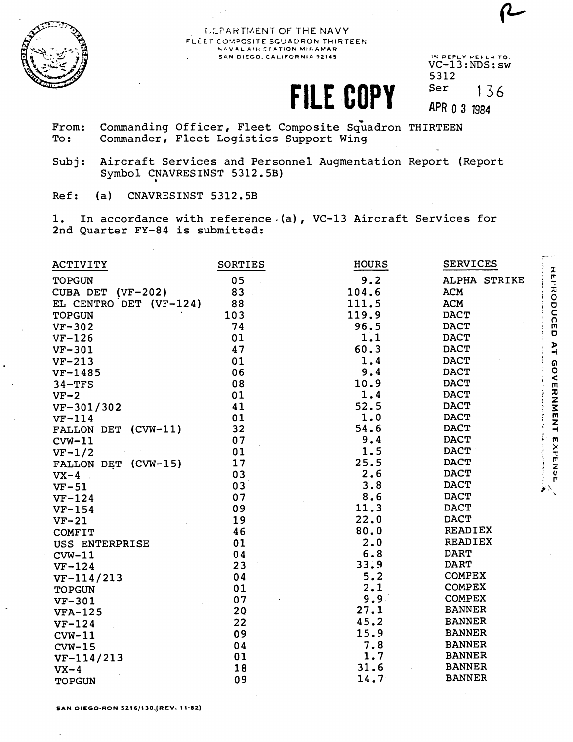DEPARTMENT OF THE NAVY
FLEET COMPOSITE SQUADRON THIRTEEN
NAVAL AIR STATION MIRAMAR
SAN DIEGO, CALIFORNIA 92145

IN REPLY REFER TO:
VC-13:NDS:sw
5312
Ser 136
APR 0 3 1984

**FILE COPY**

From: Commanding Officer, Fleet Composite Squadron THIRTEEN
To: Commander, Fleet Logistics Support Wing

Subj: Aircraft Services and Personnel Augmentation Report (Report Symbol CNAVRESINST 5312.5B)

Ref: (a) CNAVRESINST 5312.5B

1. In accordance with reference (a), VC-13 Aircraft Services for 2nd Quarter FY-84 is submitted:

| ACTIVITY | SORTIES | HOURS | SERVICES |
|---|---|---|---|
| TOPGUN | 05 | 9.2 | ALPHA STRIKE |
| CUBA DET (VF-202) | 83 | 104.6 | ACM |
| EL CENTRO DET (VF-124) | 88 | 111.5 | ACM |
| TOPGUN | 103 | 119.9 | DACT |
| VF-302 | 74 | 96.5 | DACT |
| VF-126 | 01 | 1.1 | DACT |
| VF-301 | 47 | 60.3 | DACT |
| VF-213 | 01 | 1.4 | DACT |
| VF-1485 | 06 | 9.4 | DACT |
| 34-TFS | 08 | 10.9 | DACT |
| VF-2 | 01 | 1.4 | DACT |
| VF-301/302 | 41 | 52.5 | DACT |
| VF-114 | 01 | 1.0 | DACT |
| FALLON DET (CVW-11) | 32 | 54.6 | DACT |
| CVW-11 | 07 | 9.4 | DACT |
| VF-1/2 | 01 | 1.5 | DACT |
| FALLON DET (CVW-15) | 17 | 25.5 | DACT |
| VX-4 | 03 | 2.6 | DACT |
| VF-51 | 03 | 3.8 | DACT |
| VF-124 | 07 | 8.6 | DACT |
| VF-154 | 09 | 11.3 | DACT |
| VF-21 | 19 | 22.0 | DACT |
| COMFIT | 46 | 80.0 | READIEX |
| USS ENTERPRISE | 01 | 2.0 | READIEX |
| CVW-11 | 04 | 6.8 | DART |
| VF-124 | 23 | 33.9 | DART |
| VF-114/213 | 04 | 5.2 | COMPEX |
| TOPGUN | 01 | 2.1 | COMPEX |
| VF-301 | 07 | 9.9 | COMPEX |
| VFA-125 | 20 | 27.1 | BANNER |
| VF-124 | 22 | 45.2 | BANNER |
| CVW-11 | 09 | 15.9 | BANNER |
| CVW-15 | 04 | 7.8 | BANNER |
| VF-114/213 | 01 | 1.7 | BANNER |
| VX-4 | 18 | 31.6 | BANNER |
| TOPGUN | 09 | 14.7 | BANNER |

REPRODUCED AT GOVERNMENT EXPENSE

SAN DIEGO-RON 5216/130 (REV. 11-82)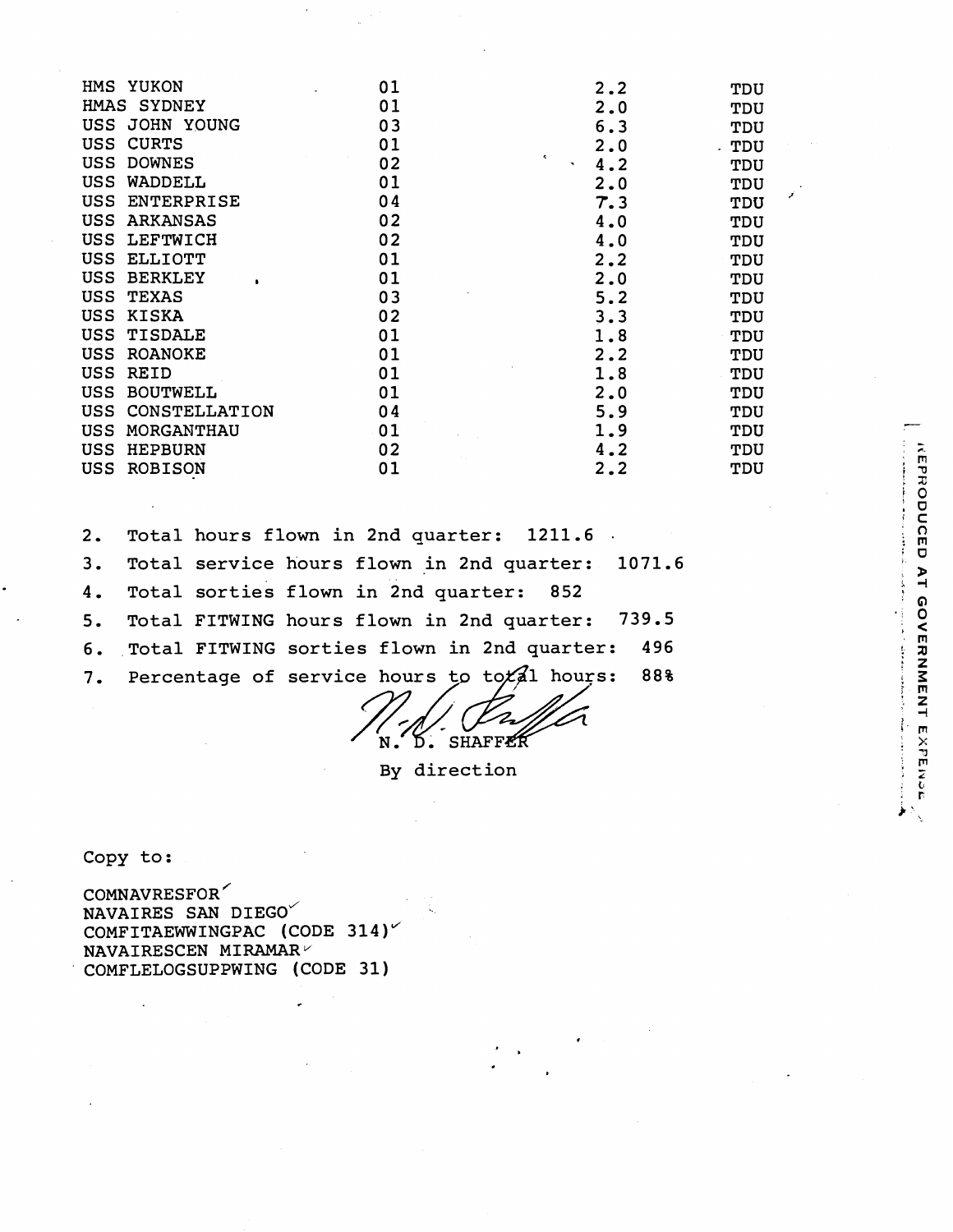| | | | |
|---|---|---|---|
| HMS YUKON | 01 | 2.2 | TDU |
| HMAS SYDNEY | 01 | 2.0 | TDU |
| USS JOHN YOUNG | 03 | 6.3 | TDU |
| USS CURTS | 01 | 2.0 | TDU |
| USS DOWNES | 02 | 4.2 | TDU |
| USS WADDELL | 01 | 2.0 | TDU |
| USS ENTERPRISE | 04 | 7.3 | TDU |
| USS ARKANSAS | 02 | 4.0 | TDU |
| USS LEFTWICH | 02 | 4.0 | TDU |
| USS ELLIOTT | 01 | 2.2 | TDU |
| USS BERKLEY | 01 | 2.0 | TDU |
| USS TEXAS | 03 | 5.2 | TDU |
| USS KISKA | 02 | 3.3 | TDU |
| USS TISDALE | 01 | 1.8 | TDU |
| USS ROANOKE | 01 | 2.2 | TDU |
| USS REID | 01 | 1.8 | TDU |
| USS BOUTWELL | 01 | 2.0 | TDU |
| USS CONSTELLATION | 04 | 5.9 | TDU |
| USS MORGANTHAU | 01 | 1.9 | TDU |
| USS HEPBURN | 02 | 4.2 | TDU |
| USS ROBISON | 01 | 2.2 | TDU |

2. Total hours flown in 2nd quarter: 1211.6
3. Total service hours flown in 2nd quarter: 1071.6
4. Total sorties flown in 2nd quarter: 852
5. Total FITWING hours flown in 2nd quarter: 739.5
6. Total FITWING sorties flown in 2nd quarter: 496
7. Percentage of service hours to total hours: 88%

N. D. SHAFFER
By direction

Copy to:

COMNAVRESFOR
NAVAIRES SAN DIEGO
COMFITAEWWINGPAC (CODE 314)
NAVAIRESCEN MIRAMAR
COMFLELOGSUPPWING (CODE 31)

REPRODUCED AT GOVERNMENT EXPENSE